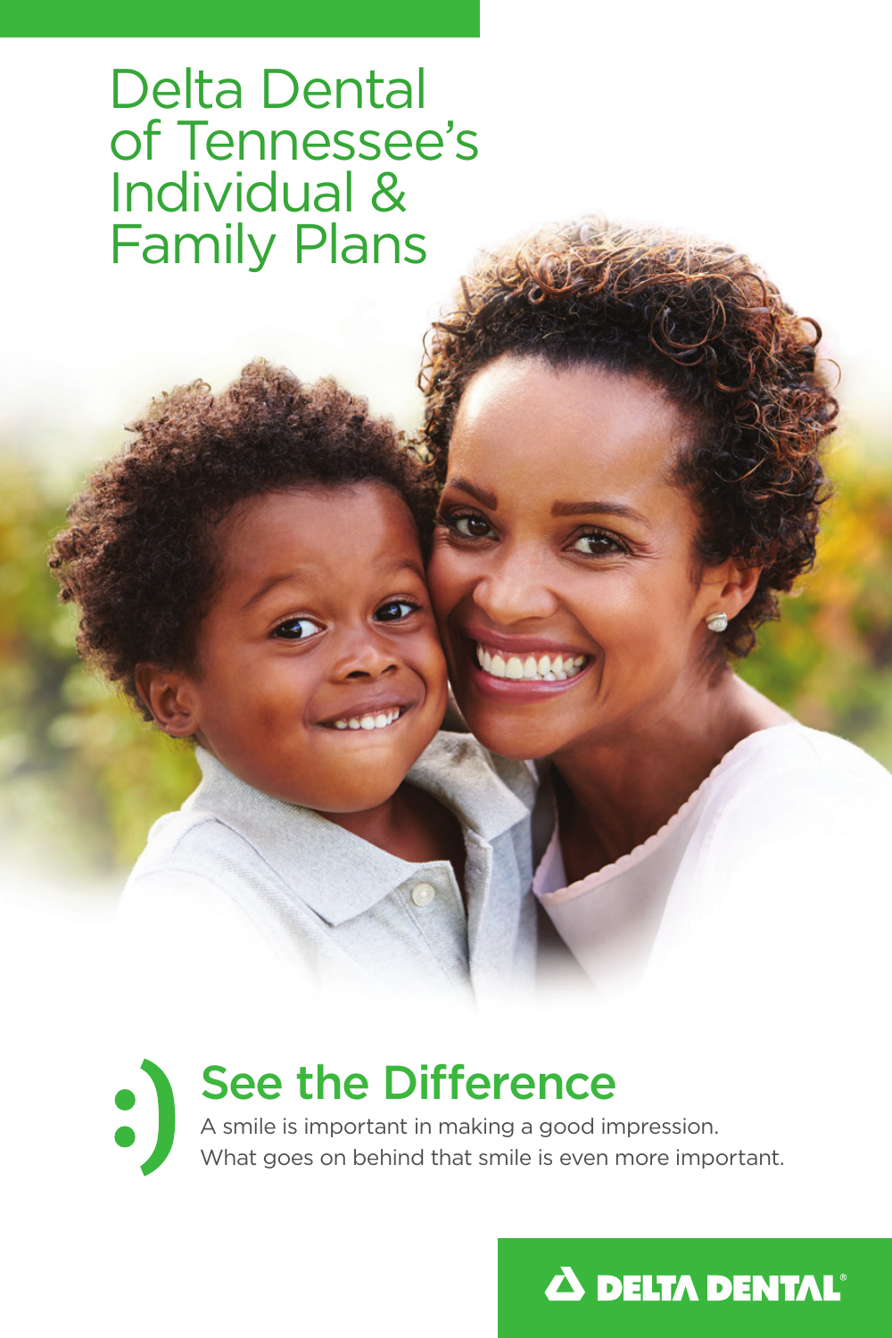# Delta Dental of Tennessee's Individual & Family Plans

## :) See the Difference

A smile is important in making a good impression.
What goes on behind that smile is even more important.

DELTA DENTAL®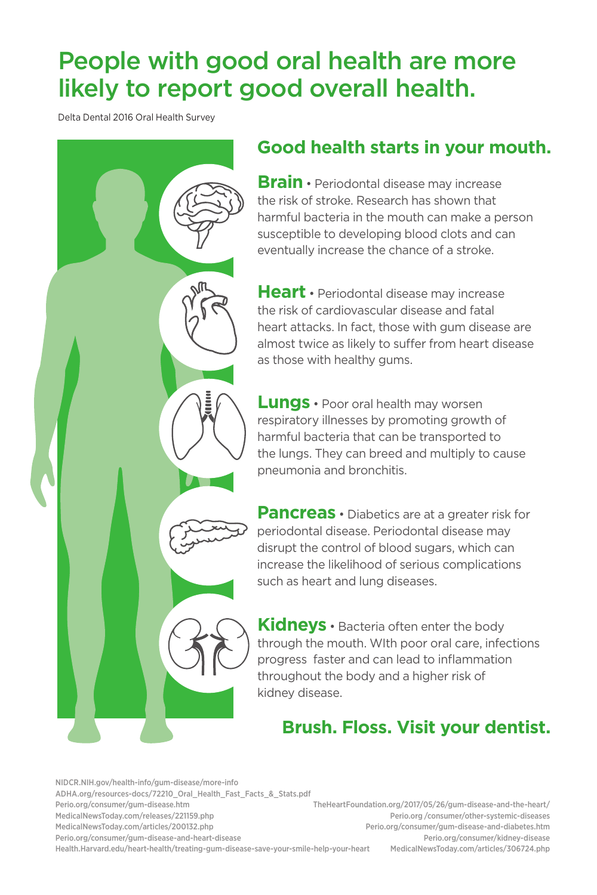# People with good oral health are more likely to report good overall health.

Delta Dental 2016 Oral Health Survey

## Good health starts in your mouth.

**Brain** • Periodontal disease may increase the risk of stroke. Research has shown that harmful bacteria in the mouth can make a person susceptible to developing blood clots and can eventually increase the chance of a stroke.

**Heart** • Periodontal disease may increase the risk of cardiovascular disease and fatal heart attacks. In fact, those with gum disease are almost twice as likely to suffer from heart disease as those with healthy gums.

**Lungs** • Poor oral health may worsen respiratory illnesses by promoting growth of harmful bacteria that can be transported to the lungs. They can breed and multiply to cause pneumonia and bronchitis.

**Pancreas** • Diabetics are at a greater risk for periodontal disease. Periodontal disease may disrupt the control of blood sugars, which can increase the likelihood of serious complications such as heart and lung diseases.

**Kidneys** • Bacteria often enter the body through the mouth. WIth poor oral care, infections progress faster and can lead to inflammation throughout the body and a higher risk of kidney disease.

**Brush. Floss. Visit your dentist.**

NIDCR.NIH.gov/health-info/gum-disease/more-info
ADHA.org/resources-docs/72210_Oral_Health_Fast_Facts_&_Stats.pdf
Perio.org/consumer/gum-disease.htm
MedicalNewsToday.com/releases/221159.php
MedicalNewsToday.com/articles/200132.php
Perio.org/consumer/gum-disease-and-heart-disease
Health.Harvard.edu/heart-health/treating-gum-disease-save-your-smile-help-your-heart
TheHeartFoundation.org/2017/05/26/gum-disease-and-the-heart/
Perio.org /consumer/other-systemic-diseases
Perio.org/consumer/gum-disease-and-diabetes.htm
Perio.org/consumer/kidney-disease
MedicalNewsToday.com/articles/306724.php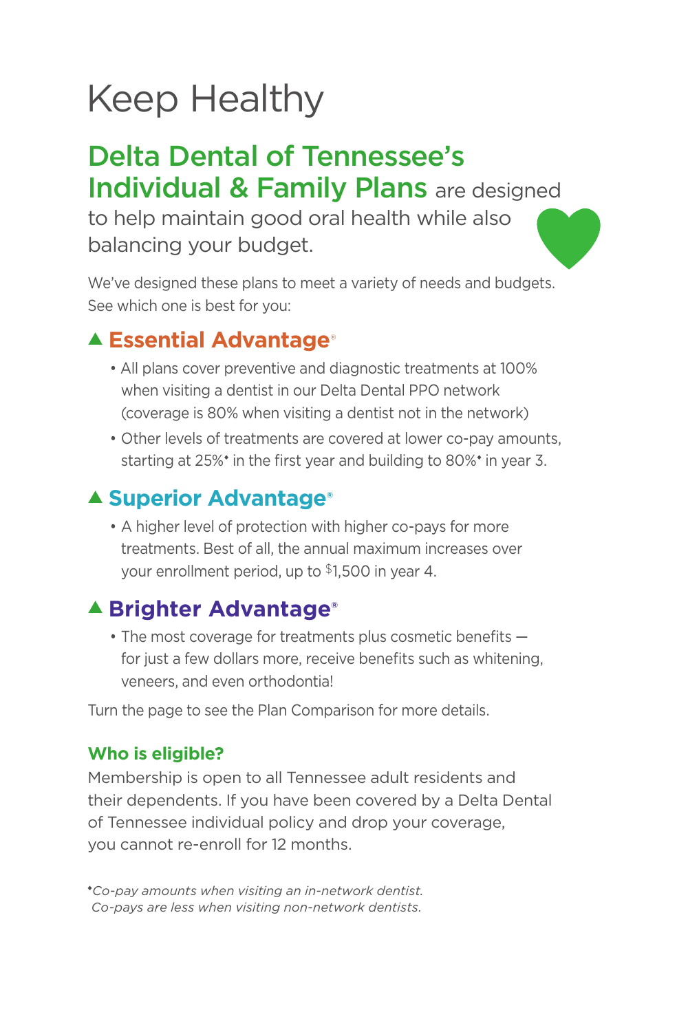# Keep Healthy

## **Delta Dental of Tennessee's Individual & Family Plans** are designed to help maintain good oral health while also balancing your budget.

We've designed these plans to meet a variety of needs and budgets. See which one is best for you:

### ▲ Essential Advantage®

- All plans cover preventive and diagnostic treatments at 100% when visiting a dentist in our Delta Dental PPO network (coverage is 80% when visiting a dentist not in the network)
- Other levels of treatments are covered at lower co-pay amounts, starting at 25%♦ in the first year and building to 80%♦ in year 3.

### ▲ Superior Advantage®

- A higher level of protection with higher co-pays for more treatments. Best of all, the annual maximum increases over your enrollment period, up to $1,500 in year 4.

### ▲ Brighter Advantage®

- The most coverage for treatments plus cosmetic benefits — for just a few dollars more, receive benefits such as whitening, veneers, and even orthodontia!

Turn the page to see the Plan Comparison for more details.

**Who is eligible?**

Membership is open to all Tennessee adult residents and their dependents. If you have been covered by a Delta Dental of Tennessee individual policy and drop your coverage, you cannot re-enroll for 12 months.

♦*Co-pay amounts when visiting an in-network dentist. Co-pays are less when visiting non-network dentists.*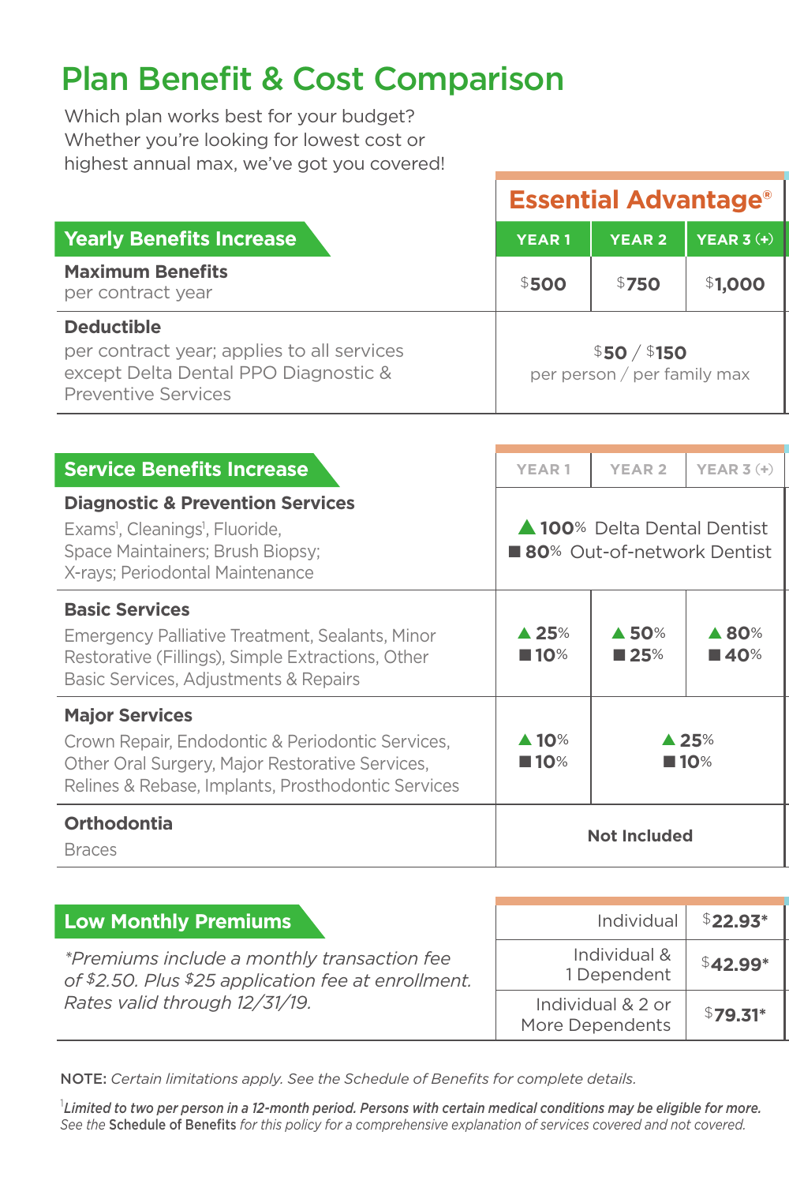# Plan Benefit & Cost Comparison

Which plan works best for your budget?
Whether you're looking for lowest cost or highest annual max, we've got you covered!

## Essential Advantage®

| Yearly Benefits Increase | YEAR 1 | YEAR 2 | YEAR 3 (+) |
|---|---|---|---|
| **Maximum Benefits**<br>per contract year | $500 | $750 | $1,000 |
| **Deductible**<br>per contract year; applies to all services except Delta Dental PPO Diagnostic & Preventive Services | $50 / $150 per person / per family max | | |

| Service Benefits Increase | YEAR 1 | YEAR 2 | YEAR 3 (+) |
|---|---|---|---|
| **Diagnostic & Prevention Services**<br>Exams[1], Cleanings[1], Fluoride, Space Maintainers; Brush Biopsy; X-rays; Periodontal Maintenance | ▲ 100% Delta Dental Dentist<br>■ 80% Out-of-network Dentist | | |
| **Basic Services**<br>Emergency Palliative Treatment, Sealants, Minor Restorative (Fillings), Simple Extractions, Other Basic Services, Adjustments & Repairs | ▲ 25%<br>■ 10% | ▲ 50%<br>■ 25% | ▲ 80%<br>■ 40% |
| **Major Services**<br>Crown Repair, Endodontic & Periodontic Services, Other Oral Surgery, Major Restorative Services, Relines & Rebase, Implants, Prosthodontic Services | ▲ 10%<br>■ 10% | ▲ 25%<br>■ 10% | |
| **Orthodontia**<br>Braces | Not Included | | |

## Low Monthly Premiums

*\*Premiums include a monthly transaction fee of $2.50. Plus $25 application fee at enrollment. Rates valid through 12/31/19.*

| | |
|---|---|
| Individual | $22.93* |
| Individual & 1 Dependent | $42.99* |
| Individual & 2 or More Dependents | $79.31* |

NOTE: *Certain limitations apply. See the Schedule of Benefits for complete details.*

[1]*Limited to two per person in a 12-month period. Persons with certain medical conditions may be eligible for more. See the* **Schedule of Benefits** *for this policy for a comprehensive explanation of services covered and not covered.*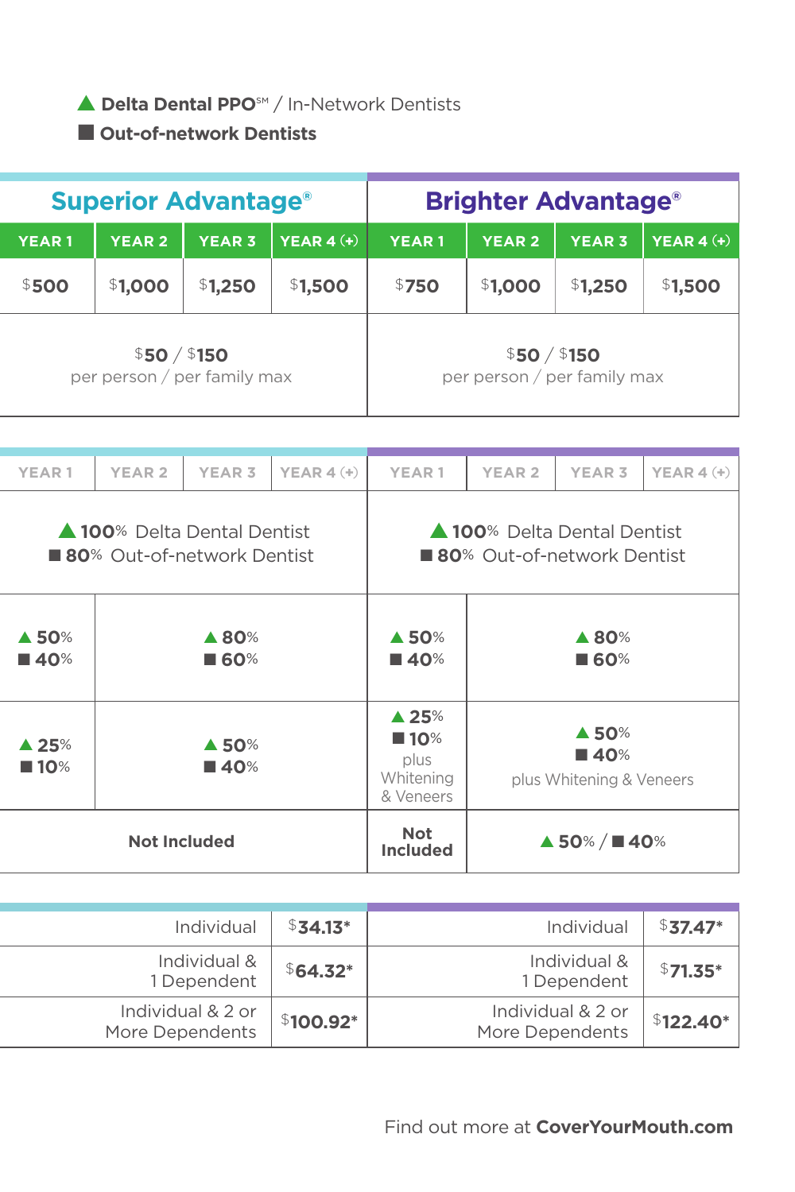▲ **Delta Dental PPO℠** / In-Network Dentists
■ **Out-of-network Dentists**

| Superior Advantage® | | | | Brighter Advantage® | | | |
|---|---|---|---|---|---|---|---|
| **YEAR 1** | **YEAR 2** | **YEAR 3** | **YEAR 4 (+)** | **YEAR 1** | **YEAR 2** | **YEAR 3** | **YEAR 4 (+)** |
| $500 | $1,000 | $1,250 | $1,500 | $750 | $1,000 | $1,250 | $1,500 |
| $50 / $150 per person / per family max | | | | $50 / $150 per person / per family max | | | |

| YEAR 1 | YEAR 2 | YEAR 3 | YEAR 4 (+) | YEAR 1 | YEAR 2 | YEAR 3 | YEAR 4 (+) |
|---|---|---|---|---|---|---|---|
| ▲ 100% Delta Dental Dentist ■ 80% Out-of-network Dentist | | | | ▲ 100% Delta Dental Dentist ■ 80% Out-of-network Dentist | | | |
| ▲ 50% ■ 40% | ▲ 80% ■ 60% | | | ▲ 50% ■ 40% | ▲ 80% ■ 60% | | |
| ▲ 25% ■ 10% | ▲ 50% ■ 40% | | | ▲ 25% ■ 10% plus Whitening & Veneers | ▲ 50% ■ 40% plus Whitening & Veneers | | |
| **Not Included** | | | | **Not Included** | ▲ 50% / ■ 40% | | |

| Superior Advantage® | | Brighter Advantage® | |
|---|---|---|---|
| Individual | $34.13* | Individual | $37.47* |
| Individual & 1 Dependent | $64.32* | Individual & 1 Dependent | $71.35* |
| Individual & 2 or More Dependents | $100.92* | Individual & 2 or More Dependents | $122.40* |

Find out more at **CoverYourMouth.com**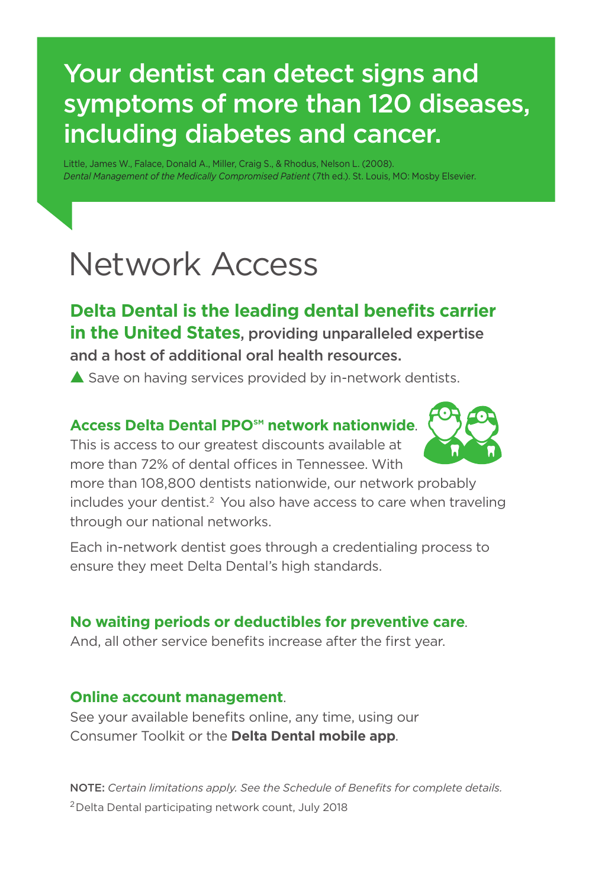## Your dentist can detect signs and symptoms of more than 120 diseases, including diabetes and cancer.

Little, James W., Falace, Donald A., Miller, Craig S., & Rhodus, Nelson L. (2008). *Dental Management of the Medically Compromised Patient* (7th ed.). St. Louis, MO: Mosby Elsevier.

# Network Access

**Delta Dental is the leading dental benefits carrier in the United States, providing unparalleled expertise and a host of additional oral health resources.**

▲ Save on having services provided by in-network dentists.

**Access Delta Dental PPO℠ network nationwide**.
This is access to our greatest discounts available at more than 72% of dental offices in Tennessee. With more than 108,800 dentists nationwide, our network probably includes your dentist.[2] You also have access to care when traveling through our national networks.

Each in-network dentist goes through a credentialing process to ensure they meet Delta Dental's high standards.

**No waiting periods or deductibles for preventive care**.
And, all other service benefits increase after the first year.

**Online account management**.
See your available benefits online, any time, using our Consumer Toolkit or the **Delta Dental mobile app**.

NOTE: *Certain limitations apply. See the Schedule of Benefits for complete details.*

[2] Delta Dental participating network count, July 2018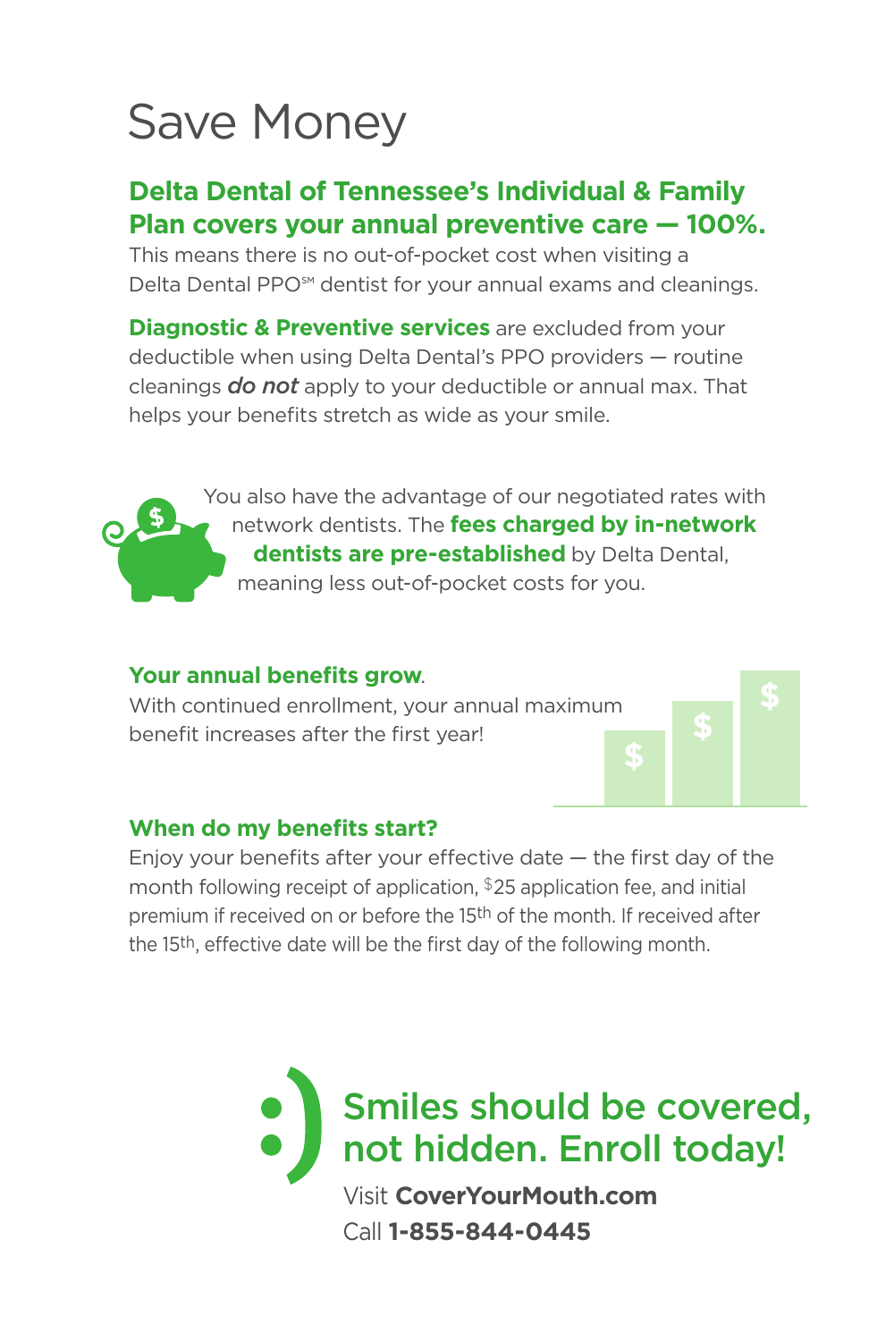# Save Money

**Delta Dental of Tennessee's Individual & Family Plan covers your annual preventive care — 100%.**
This means there is no out-of-pocket cost when visiting a Delta Dental PPO℠ dentist for your annual exams and cleanings.

**Diagnostic & Preventive services** are excluded from your deductible when using Delta Dental's PPO providers — routine cleanings ***do not*** apply to your deductible or annual max. That helps your benefits stretch as wide as your smile.

You also have the advantage of our negotiated rates with network dentists. The **fees charged by in-network dentists are pre-established** by Delta Dental, meaning less out-of-pocket costs for you.

**Your annual benefits grow**.
With continued enrollment, your annual maximum benefit increases after the first year!

**When do my benefits start?**
Enjoy your benefits after your effective date — the first day of the month following receipt of application, $25 application fee, and initial premium if received on or before the 15th of the month. If received after the 15th, effective date will be the first day of the following month.

## Smiles should be covered, not hidden. Enroll today!

Visit **CoverYourMouth.com**
Call **1-855-844-0445**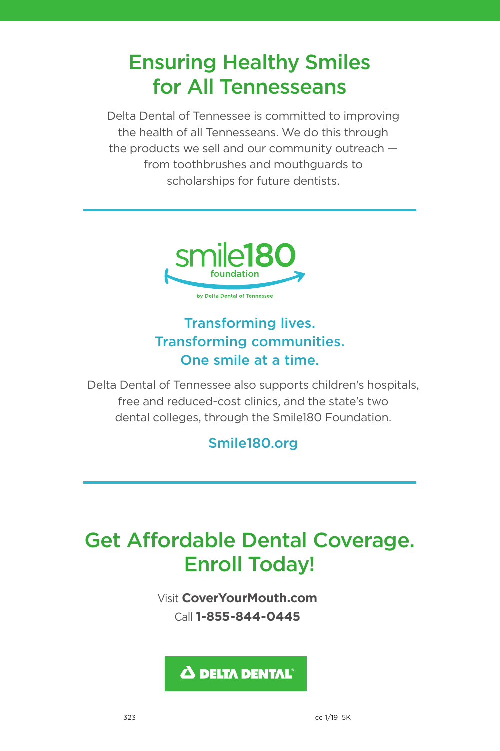# Ensuring Healthy Smiles for All Tennesseans

Delta Dental of Tennessee is committed to improving the health of all Tennesseans. We do this through the products we sell and our community outreach — from toothbrushes and mouthguards to scholarships for future dentists.

---

smile180 foundation

by Delta Dental of Tennessee

## Transforming lives.
## Transforming communities.
## One smile at a time.

Delta Dental of Tennessee also supports children's hospitals, free and reduced-cost clinics, and the state's two dental colleges, through the Smile180 Foundation.

**Smile180.org**

---

# Get Affordable Dental Coverage. Enroll Today!

Visit **CoverYourMouth.com**
Call **1-855-844-0445**

DELTA DENTAL®

323

cc 1/19 5K